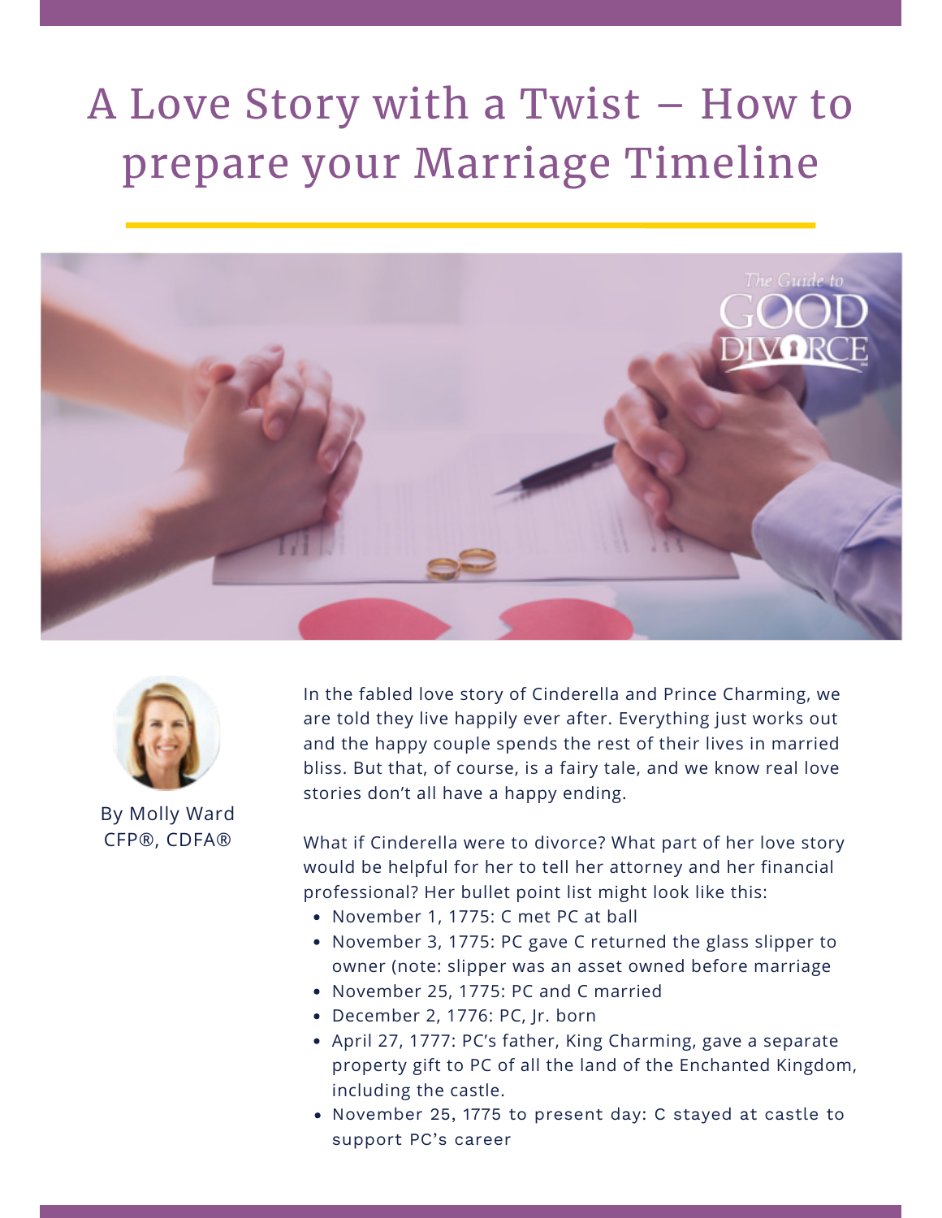# A Love Story with a Twist – How to prepare your Marriage Timeline

By Molly Ward
CFP®, CDFA®

In the fabled love story of Cinderella and Prince Charming, we are told they live happily ever after. Everything just works out and the happy couple spends the rest of their lives in married bliss. But that, of course, is a fairy tale, and we know real love stories don't all have a happy ending.

What if Cinderella were to divorce? What part of her love story would be helpful for her to tell her attorney and her financial professional? Her bullet point list might look like this:

- November 1, 1775: C met PC at ball
- November 3, 1775: PC gave C returned the glass slipper to owner (note: slipper was an asset owned before marriage
- November 25, 1775: PC and C married
- December 2, 1776: PC, Jr. born
- April 27, 1777: PC's father, King Charming, gave a separate property gift to PC of all the land of the Enchanted Kingdom, including the castle.
- November 25, 1775 to present day: C stayed at castle to support PC's career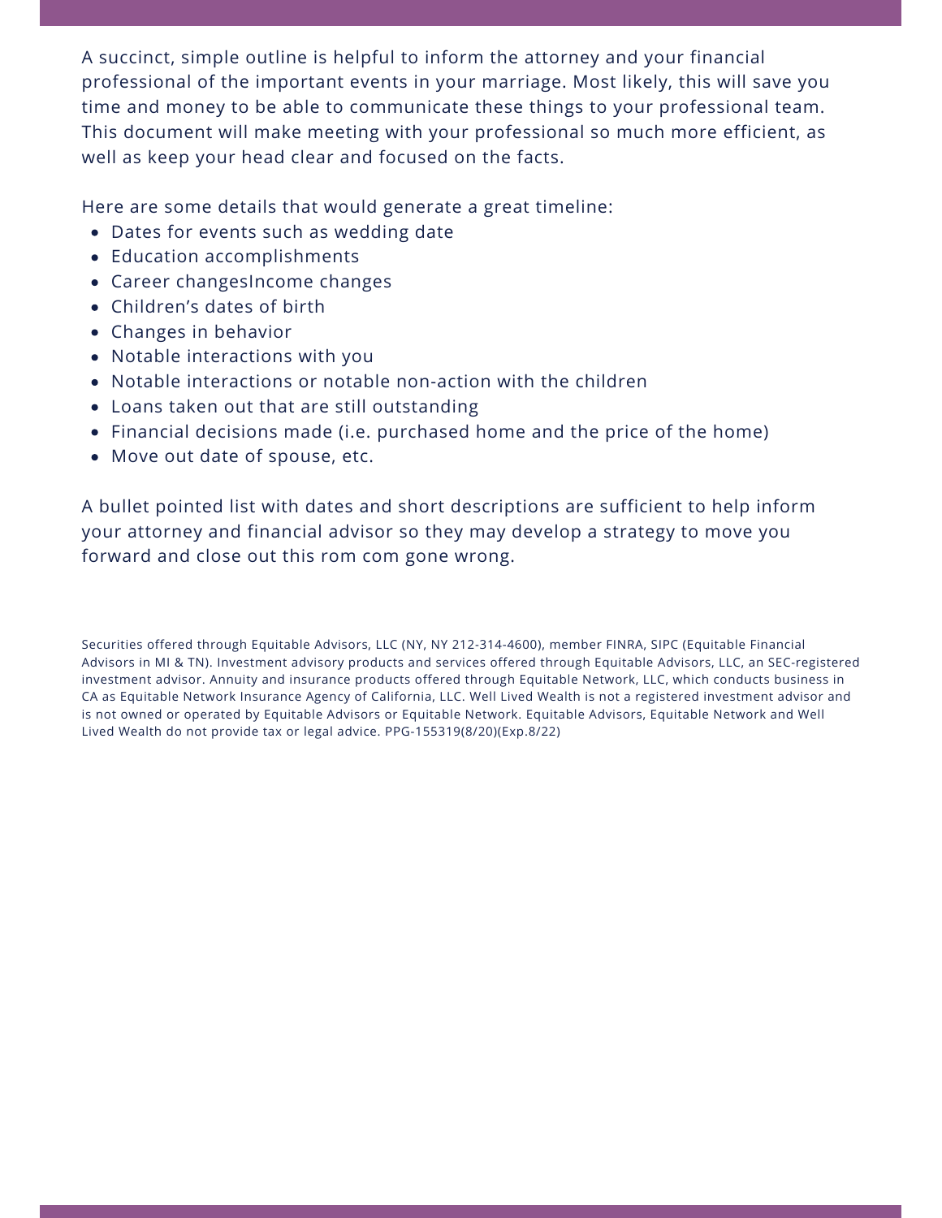A succinct, simple outline is helpful to inform the attorney and your financial professional of the important events in your marriage. Most likely, this will save you time and money to be able to communicate these things to your professional team. This document will make meeting with your professional so much more efficient, as well as keep your head clear and focused on the facts.

Here are some details that would generate a great timeline:

- Dates for events such as wedding date
- Education accomplishments
- Career changesIncome changes
- Children's dates of birth
- Changes in behavior
- Notable interactions with you
- Notable interactions or notable non-action with the children
- Loans taken out that are still outstanding
- Financial decisions made (i.e. purchased home and the price of the home)
- Move out date of spouse, etc.

A bullet pointed list with dates and short descriptions are sufficient to help inform your attorney and financial advisor so they may develop a strategy to move you forward and close out this rom com gone wrong.

Securities offered through Equitable Advisors, LLC (NY, NY 212-314-4600), member FINRA, SIPC (Equitable Financial Advisors in MI & TN). Investment advisory products and services offered through Equitable Advisors, LLC, an SEC-registered investment advisor. Annuity and insurance products offered through Equitable Network, LLC, which conducts business in CA as Equitable Network Insurance Agency of California, LLC. Well Lived Wealth is not a registered investment advisor and is not owned or operated by Equitable Advisors or Equitable Network. Equitable Advisors, Equitable Network and Well Lived Wealth do not provide tax or legal advice. PPG-155319(8/20)(Exp.8/22)